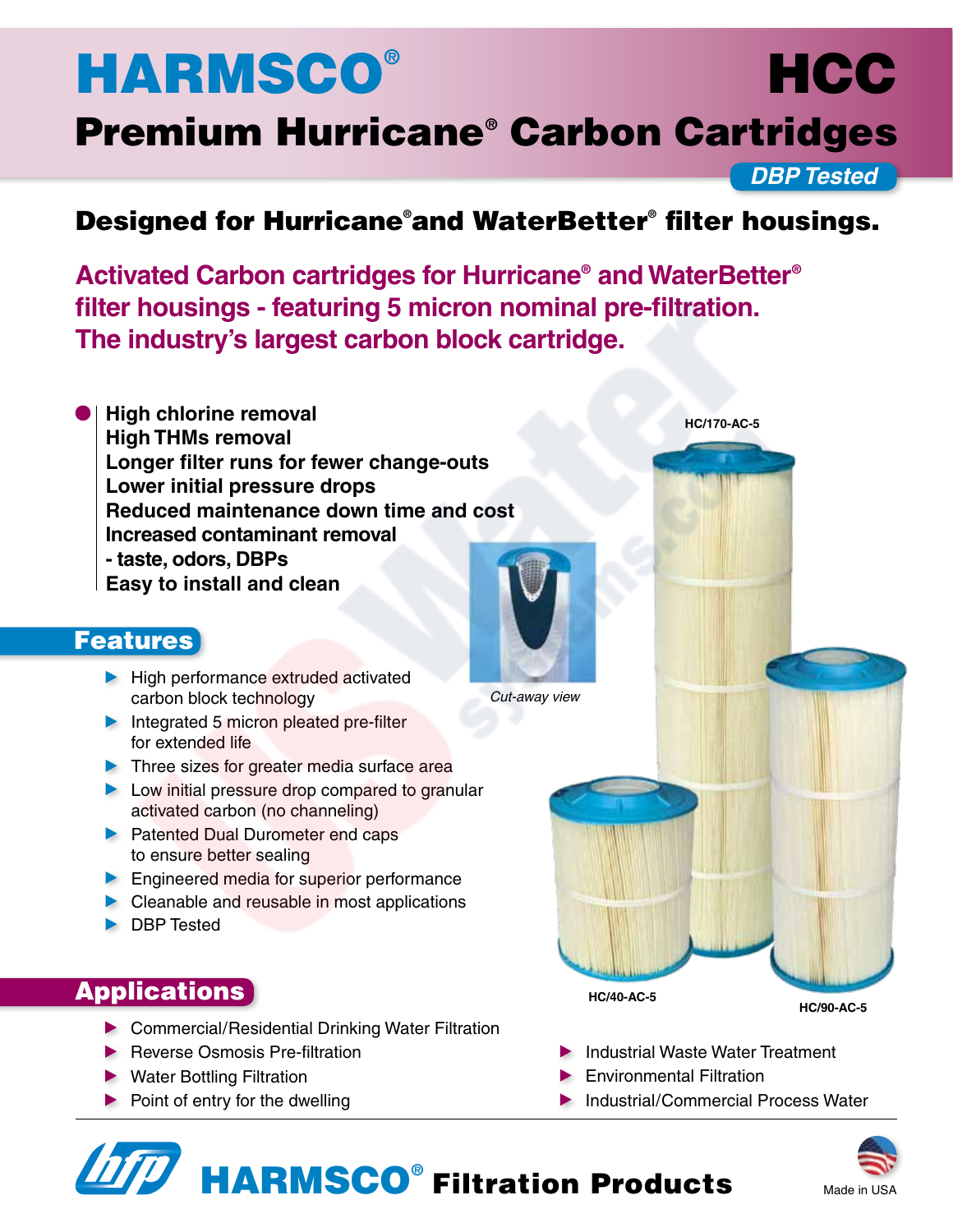# HARMSCO® HCC

## Premium Hurricane® Carbon Cartridges

*DBP Tested*

### Designed for Hurricane® and WaterBetter® filter housings.

**Activated Carbon cartridges for Hurricane® and WaterBetter® filter housings - featuring 5 micron nominal pre-filtration. The industry's largest carbon block cartridge.**

- **High chlorine removal**
- **High THMs removal**
- **Longer filter runs for fewer change-outs**
- **Lower initial pressure drops**
- **Reduced maintenance down time and cost**
- **Increased contaminant removal - taste, odors, DBPs**
- **Easy to install and clean**

*Cut-away view*

HC/170-AC-5

HC/40-AC-5

HC/90-AC-5

## Features

- High performance extruded activated carbon block technology
- Integrated 5 micron pleated pre-filter for extended life
- Three sizes for greater media surface area
- Low initial pressure drop compared to granular activated carbon (no channeling)
- Patented Dual Durometer end caps to ensure better sealing
- Engineered media for superior performance
- Cleanable and reusable in most applications
- DBP Tested

## Applications

- Commercial/Residential Drinking Water Filtration
- Reverse Osmosis Pre-filtration
- Water Bottling Filtration
- Point of entry for the dwelling
- Industrial Waste Water Treatment
- Environmental Filtration
- Industrial/Commercial Process Water

**HARMSCO® Filtration Products**

Made in USA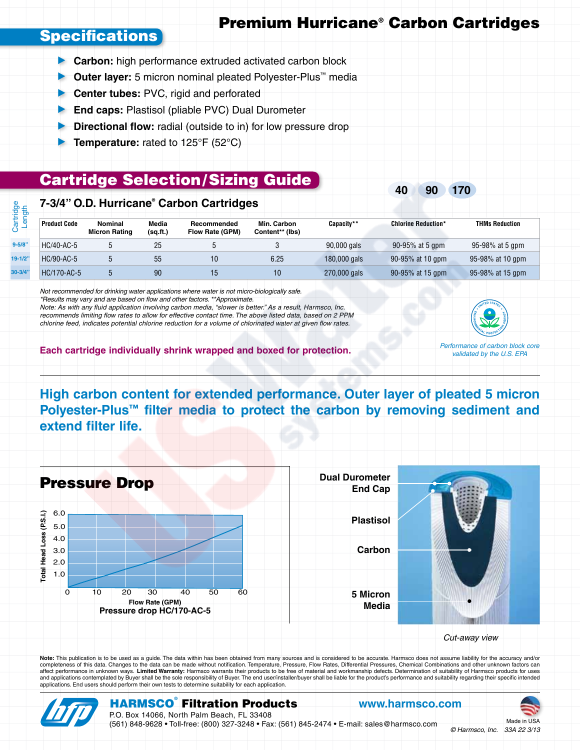# Premium Hurricane® Carbon Cartridges

## Specifications

- **Carbon:** high performance extruded activated carbon block
- **Outer layer:** 5 micron nominal pleated Polyester-Plus™ media
- **Center tubes:** PVC, rigid and perforated
- **End caps:** Plastisol (pliable PVC) Dual Durometer
- **Directional flow:** radial (outside to in) for low pressure drop
- **Temperature:** rated to 125°F (52°C)

## Cartridge Selection/Sizing Guide

40 90 170

### 7-3/4" O.D. Hurricane® Carbon Cartridges

| Cartridge Length | Product Code | Nominal Micron Rating | Media (sq.ft.) | Recommended Flow Rate (GPM) | Min. Carbon Content** (lbs) | Capacity** | Chlorine Reduction* | THMs Reduction |
|---|---|---|---|---|---|---|---|---|
| 9-5/8" | HC/40-AC-5 | 5 | 25 | 5 | 3 | 90,000 gals | 90-95% at 5 gpm | 95-98% at 5 gpm |
| 19-1/2" | HC/90-AC-5 | 5 | 55 | 10 | 6.25 | 180,000 gals | 90-95% at 10 gpm | 95-98% at 10 gpm |
| 30-3/4" | HC/170-AC-5 | 5 | 90 | 15 | 10 | 270,000 gals | 90-95% at 15 gpm | 95-98% at 15 gpm |

*Not recommended for drinking water applications where water is not micro-biologically safe.*
*\*Results may vary and are based on flow and other factors. \*\*Approximate.*
*Note: As with any fluid application involving carbon media, "slower is better." As a result, Harmsco, Inc. recommends limiting flow rates to allow for effective contact time. The above listed data, based on 2 PPM chlorine feed, indicates potential chlorine reduction for a volume of chlorinated water at given flow rates.*

*Performance of carbon block core validated by the U.S. EPA*

**Each cartridge individually shrink wrapped and boxed for protection.**

**High carbon content for extended performance. Outer layer of pleated 5 micron Polyester-Plus™ filter media to protect the carbon by removing sediment and extend filter life.**

## Pressure Drop

Total Head Loss (P.S.I.)
6.0
5.0
4.0
3.0
2.0
1.0
0 10 20 30 40 50 60
Flow Rate (GPM)

Pressure drop HC/170-AC-5

Dual Durometer End Cap
Plastisol
Carbon
5 Micron Media

*Cut-away view*

**Note:** This publication is to be used as a guide. The data within has been obtained from many sources and is considered to be accurate. Harmsco does not assume liability for the accuracy and/or completeness of this data. Changes to the data can be made without notification. Temperature, Pressure, Flow Rates, Differential Pressures, Chemical Combinations and other unknown factors can affect performance in unknown ways. **Limited Warranty:** Harmsco warrants their products to be free of material and workmanship defects. Determination of suitability of Harmsco products for uses and applications contemplated by Buyer shall be the sole responsibility of Buyer. The end user/installer/buyer shall be liable for the product's performance and suitability regarding their specific intended applications. End users should perform their own tests to determine suitability for each application.

**HARMSCO® Filtration Products**
P.O. Box 14066, North Palm Beach, FL 33408
(561) 848-9628 • Toll-free: (800) 327-3248 • Fax: (561) 845-2474 • E-mail: sales@harmsco.com

www.harmsco.com

Made in USA

© Harmsco, Inc. 33A 22 3/13